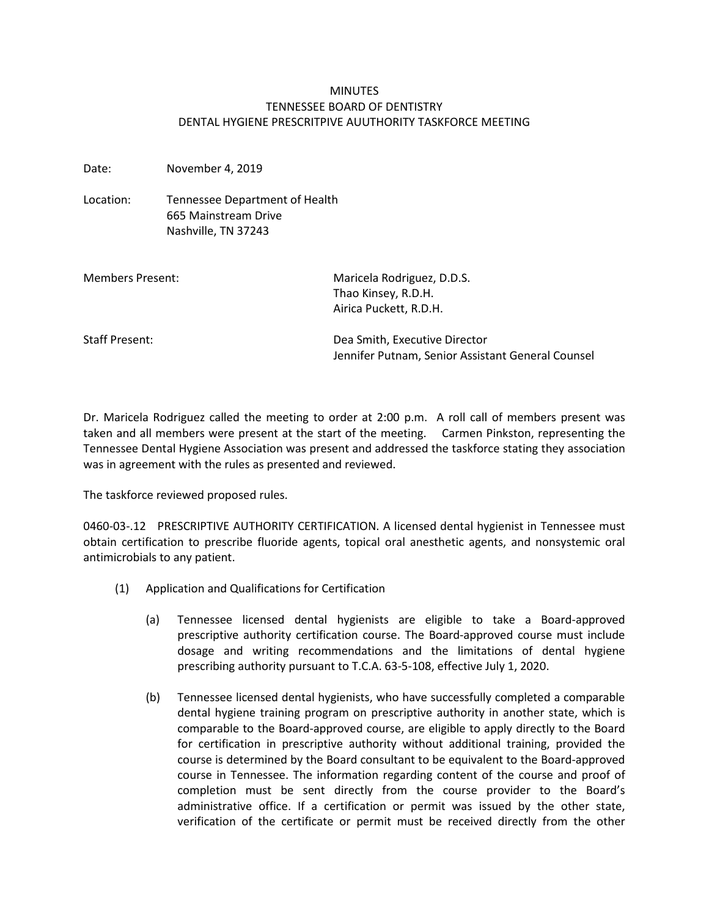# MINUTES
# TENNESSEE BOARD OF DENTISTRY
# DENTAL HYGIENE PRESCRITPIVE AUUTHORITY TASKFORCE MEETING

Date: November 4, 2019

Location: Tennessee Department of Health
665 Mainstream Drive
Nashville, TN 37243

Members Present: Maricela Rodriguez, D.D.S.
Thao Kinsey, R.D.H.
Airica Puckett, R.D.H.

Staff Present: Dea Smith, Executive Director
Jennifer Putnam, Senior Assistant General Counsel

Dr. Maricela Rodriguez called the meeting to order at 2:00 p.m. A roll call of members present was taken and all members were present at the start of the meeting. Carmen Pinkston, representing the Tennessee Dental Hygiene Association was present and addressed the taskforce stating they association was in agreement with the rules as presented and reviewed.

The taskforce reviewed proposed rules.

0460-03-.12 PRESCRIPTIVE AUTHORITY CERTIFICATION. A licensed dental hygienist in Tennessee must obtain certification to prescribe fluoride agents, topical oral anesthetic agents, and nonsystemic oral antimicrobials to any patient.

(1) Application and Qualifications for Certification

(a) Tennessee licensed dental hygienists are eligible to take a Board-approved prescriptive authority certification course. The Board-approved course must include dosage and writing recommendations and the limitations of dental hygiene prescribing authority pursuant to T.C.A. 63-5-108, effective July 1, 2020.

(b) Tennessee licensed dental hygienists, who have successfully completed a comparable dental hygiene training program on prescriptive authority in another state, which is comparable to the Board-approved course, are eligible to apply directly to the Board for certification in prescriptive authority without additional training, provided the course is determined by the Board consultant to be equivalent to the Board-approved course in Tennessee. The information regarding content of the course and proof of completion must be sent directly from the course provider to the Board's administrative office. If a certification or permit was issued by the other state, verification of the certificate or permit must be received directly from the other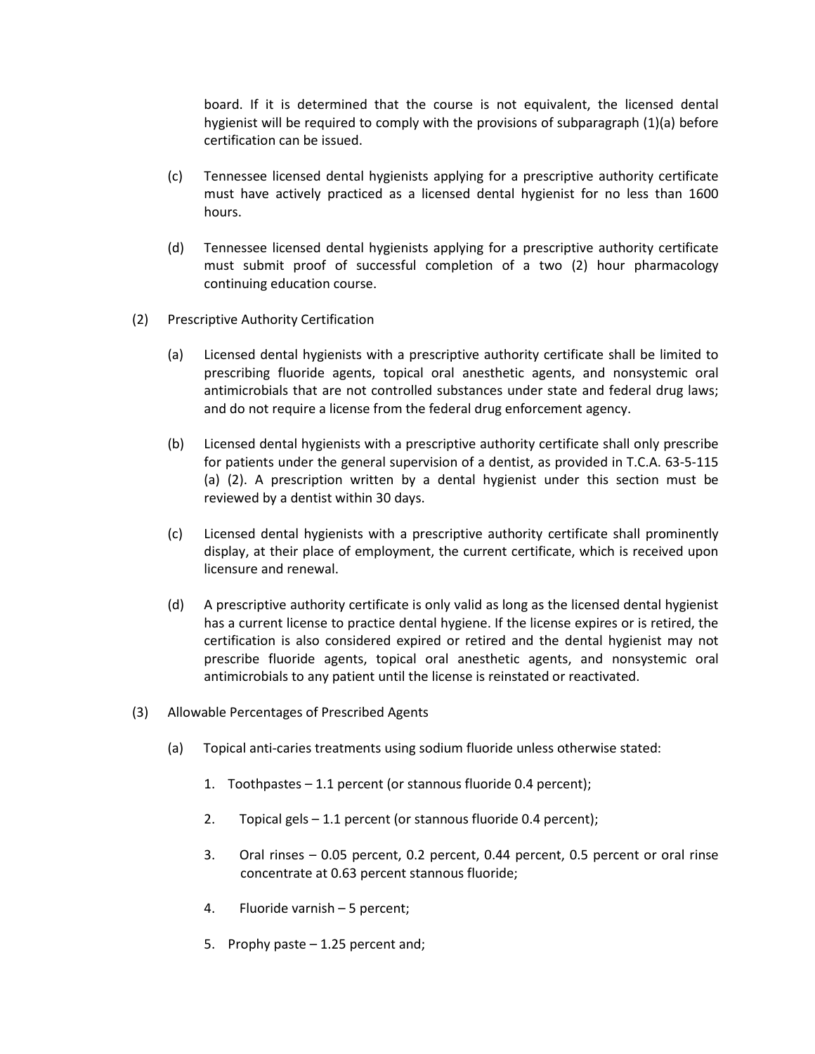board. If it is determined that the course is not equivalent, the licensed dental hygienist will be required to comply with the provisions of subparagraph (1)(a) before certification can be issued.

(c) Tennessee licensed dental hygienists applying for a prescriptive authority certificate must have actively practiced as a licensed dental hygienist for no less than 1600 hours.

(d) Tennessee licensed dental hygienists applying for a prescriptive authority certificate must submit proof of successful completion of a two (2) hour pharmacology continuing education course.

(2) Prescriptive Authority Certification

(a) Licensed dental hygienists with a prescriptive authority certificate shall be limited to prescribing fluoride agents, topical oral anesthetic agents, and nonsystemic oral antimicrobials that are not controlled substances under state and federal drug laws; and do not require a license from the federal drug enforcement agency.

(b) Licensed dental hygienists with a prescriptive authority certificate shall only prescribe for patients under the general supervision of a dentist, as provided in T.C.A. 63-5-115 (a) (2). A prescription written by a dental hygienist under this section must be reviewed by a dentist within 30 days.

(c) Licensed dental hygienists with a prescriptive authority certificate shall prominently display, at their place of employment, the current certificate, which is received upon licensure and renewal.

(d) A prescriptive authority certificate is only valid as long as the licensed dental hygienist has a current license to practice dental hygiene. If the license expires or is retired, the certification is also considered expired or retired and the dental hygienist may not prescribe fluoride agents, topical oral anesthetic agents, and nonsystemic oral antimicrobials to any patient until the license is reinstated or reactivated.

(3) Allowable Percentages of Prescribed Agents

(a) Topical anti-caries treatments using sodium fluoride unless otherwise stated:

1. Toothpastes – 1.1 percent (or stannous fluoride 0.4 percent);

2. Topical gels – 1.1 percent (or stannous fluoride 0.4 percent);

3. Oral rinses – 0.05 percent, 0.2 percent, 0.44 percent, 0.5 percent or oral rinse concentrate at 0.63 percent stannous fluoride;

4. Fluoride varnish – 5 percent;

5. Prophy paste – 1.25 percent and;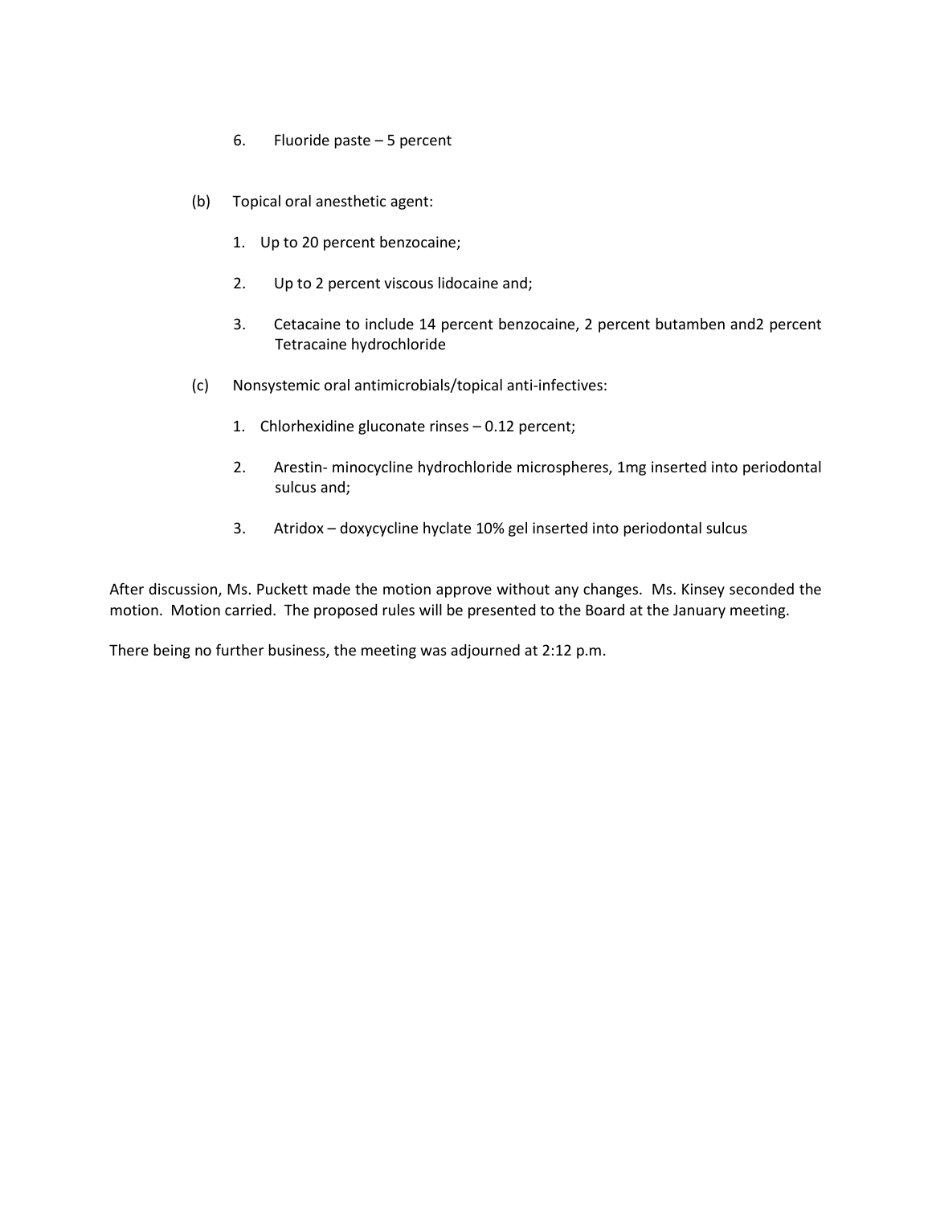6. Fluoride paste – 5 percent

(b) Topical oral anesthetic agent:

1. Up to 20 percent benzocaine;

2. Up to 2 percent viscous lidocaine and;

3. Cetacaine to include 14 percent benzocaine, 2 percent butamben and2 percent Tetracaine hydrochloride

(c) Nonsystemic oral antimicrobials/topical anti-infectives:

1. Chlorhexidine gluconate rinses – 0.12 percent;

2. Arestin- minocycline hydrochloride microspheres, 1mg inserted into periodontal sulcus and;

3. Atridox – doxycycline hyclate 10% gel inserted into periodontal sulcus

After discussion, Ms. Puckett made the motion approve without any changes. Ms. Kinsey seconded the motion. Motion carried. The proposed rules will be presented to the Board at the January meeting.

There being no further business, the meeting was adjourned at 2:12 p.m.